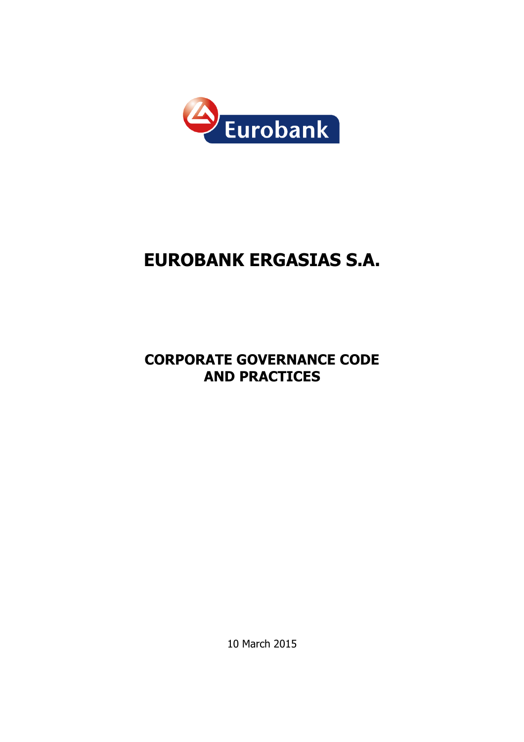# EUROBANK ERGASIAS S.A.

## CORPORATE GOVERNANCE CODE AND PRACTICES

10 March 2015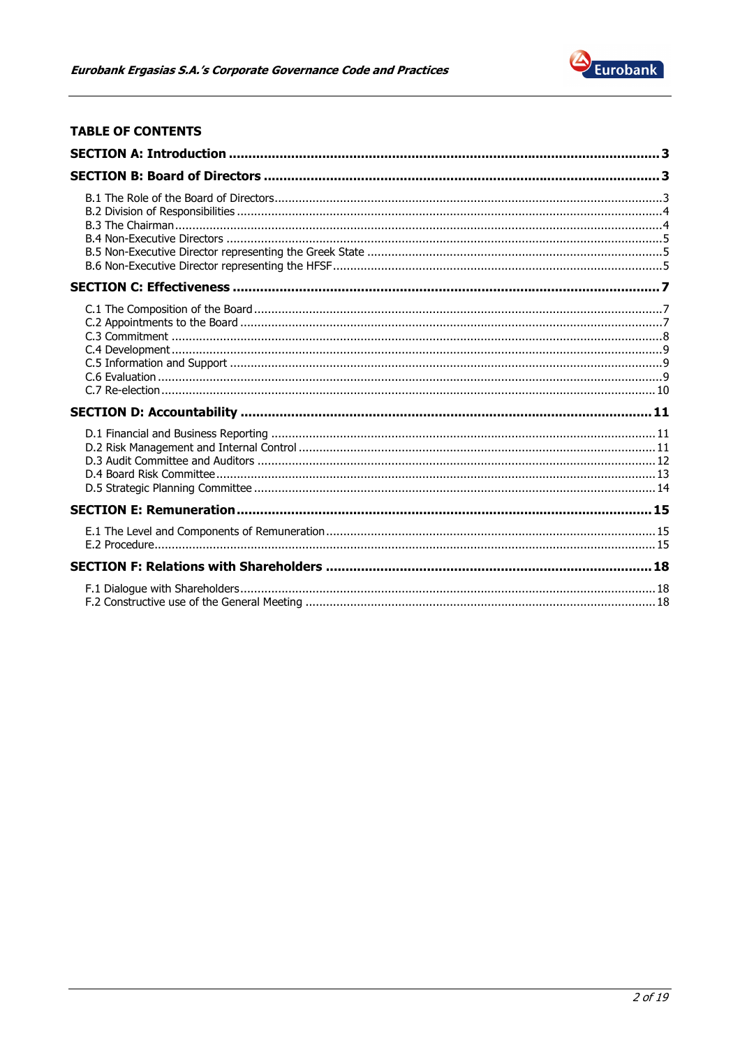## TABLE OF CONTENTS

**SECTION A: Introduction** .............................................. **3**

**SECTION B: Board of Directors** .............................................. **3**

- B.1 The Role of the Board of Directors .............................................. 3
- B.2 Division of Responsibilities .............................................. 4
- B.3 The Chairman .............................................. 4
- B.4 Non-Executive Directors .............................................. 5
- B.5 Non-Executive Director representing the Greek State .............................................. 5
- B.6 Non-Executive Director representing the HFSF .............................................. 5

**SECTION C: Effectiveness** .............................................. **7**

- C.1 The Composition of the Board .............................................. 7
- C.2 Appointments to the Board .............................................. 7
- C.3 Commitment .............................................. 8
- C.4 Development .............................................. 9
- C.5 Information and Support .............................................. 9
- C.6 Evaluation .............................................. 9
- C.7 Re-election .............................................. 10

**SECTION D: Accountability** .............................................. **11**

- D.1 Financial and Business Reporting .............................................. 11
- D.2 Risk Management and Internal Control .............................................. 11
- D.3 Audit Committee and Auditors .............................................. 12
- D.4 Board Risk Committee .............................................. 13
- D.5 Strategic Planning Committee .............................................. 14

**SECTION E: Remuneration** .............................................. **15**

- E.1 The Level and Components of Remuneration .............................................. 15
- E.2 Procedure .............................................. 15

**SECTION F: Relations with Shareholders** .............................................. **18**

- F.1 Dialogue with Shareholders .............................................. 18
- F.2 Constructive use of the General Meeting .............................................. 18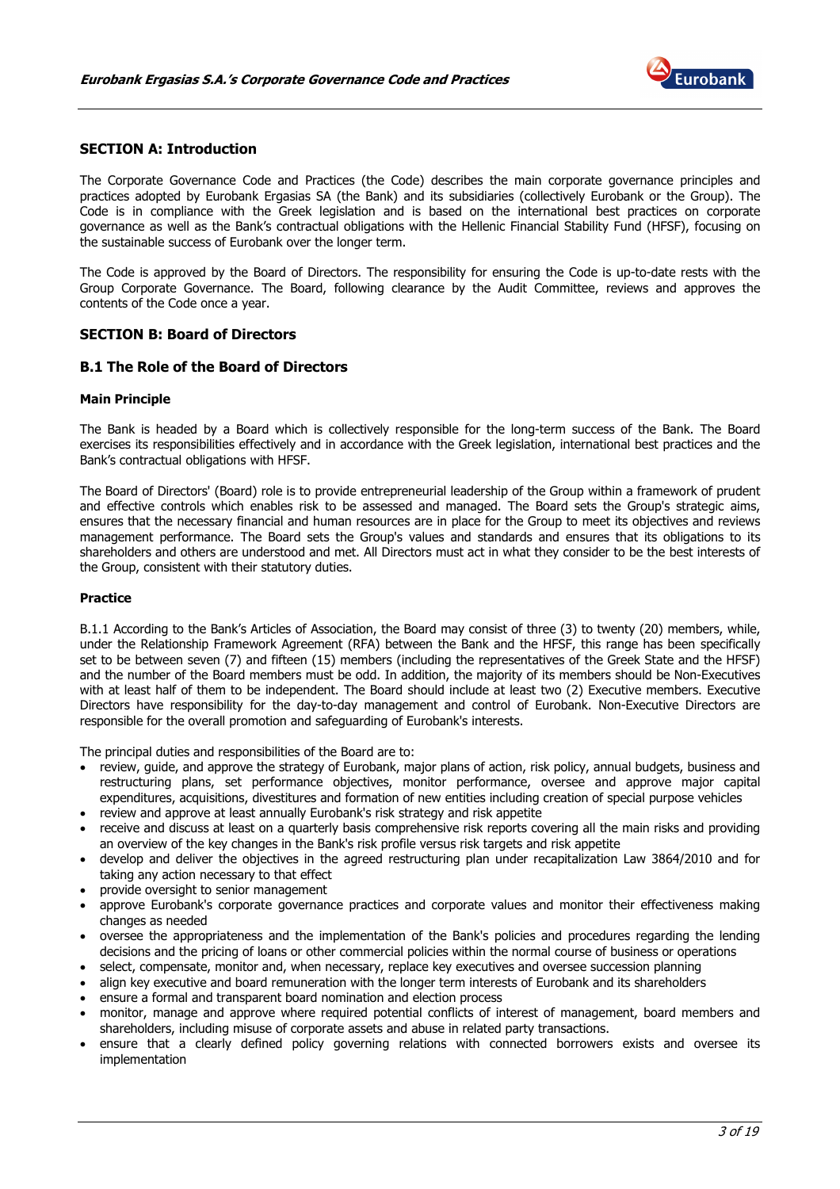## SECTION A: Introduction

The Corporate Governance Code and Practices (the Code) describes the main corporate governance principles and practices adopted by Eurobank Ergasias SA (the Bank) and its subsidiaries (collectively Eurobank or the Group). The Code is in compliance with the Greek legislation and is based on the international best practices on corporate governance as well as the Bank's contractual obligations with the Hellenic Financial Stability Fund (HFSF), focusing on the sustainable success of Eurobank over the longer term.

The Code is approved by the Board of Directors. The responsibility for ensuring the Code is up-to-date rests with the Group Corporate Governance. The Board, following clearance by the Audit Committee, reviews and approves the contents of the Code once a year.

## SECTION B: Board of Directors

### B.1 The Role of the Board of Directors

#### Main Principle

The Bank is headed by a Board which is collectively responsible for the long-term success of the Bank. The Board exercises its responsibilities effectively and in accordance with the Greek legislation, international best practices and the Bank's contractual obligations with HFSF.

The Board of Directors' (Board) role is to provide entrepreneurial leadership of the Group within a framework of prudent and effective controls which enables risk to be assessed and managed. The Board sets the Group's strategic aims, ensures that the necessary financial and human resources are in place for the Group to meet its objectives and reviews management performance. The Board sets the Group's values and standards and ensures that its obligations to its shareholders and others are understood and met. All Directors must act in what they consider to be the best interests of the Group, consistent with their statutory duties.

#### Practice

B.1.1 According to the Bank's Articles of Association, the Board may consist of three (3) to twenty (20) members, while, under the Relationship Framework Agreement (RFA) between the Bank and the HFSF, this range has been specifically set to be between seven (7) and fifteen (15) members (including the representatives of the Greek State and the HFSF) and the number of the Board members must be odd. In addition, the majority of its members should be Non-Executives with at least half of them to be independent. The Board should include at least two (2) Executive members. Executive Directors have responsibility for the day-to-day management and control of Eurobank. Non-Executive Directors are responsible for the overall promotion and safeguarding of Eurobank's interests.

The principal duties and responsibilities of the Board are to:

- review, guide, and approve the strategy of Eurobank, major plans of action, risk policy, annual budgets, business and restructuring plans, set performance objectives, monitor performance, oversee and approve major capital expenditures, acquisitions, divestitures and formation of new entities including creation of special purpose vehicles
- review and approve at least annually Eurobank's risk strategy and risk appetite
- receive and discuss at least on a quarterly basis comprehensive risk reports covering all the main risks and providing an overview of the key changes in the Bank's risk profile versus risk targets and risk appetite
- develop and deliver the objectives in the agreed restructuring plan under recapitalization Law 3864/2010 and for taking any action necessary to that effect
- provide oversight to senior management
- approve Eurobank's corporate governance practices and corporate values and monitor their effectiveness making changes as needed
- oversee the appropriateness and the implementation of the Bank's policies and procedures regarding the lending decisions and the pricing of loans or other commercial policies within the normal course of business or operations
- select, compensate, monitor and, when necessary, replace key executives and oversee succession planning
- align key executive and board remuneration with the longer term interests of Eurobank and its shareholders
- ensure a formal and transparent board nomination and election process
- monitor, manage and approve where required potential conflicts of interest of management, board members and shareholders, including misuse of corporate assets and abuse in related party transactions.
- ensure that a clearly defined policy governing relations with connected borrowers exists and oversee its implementation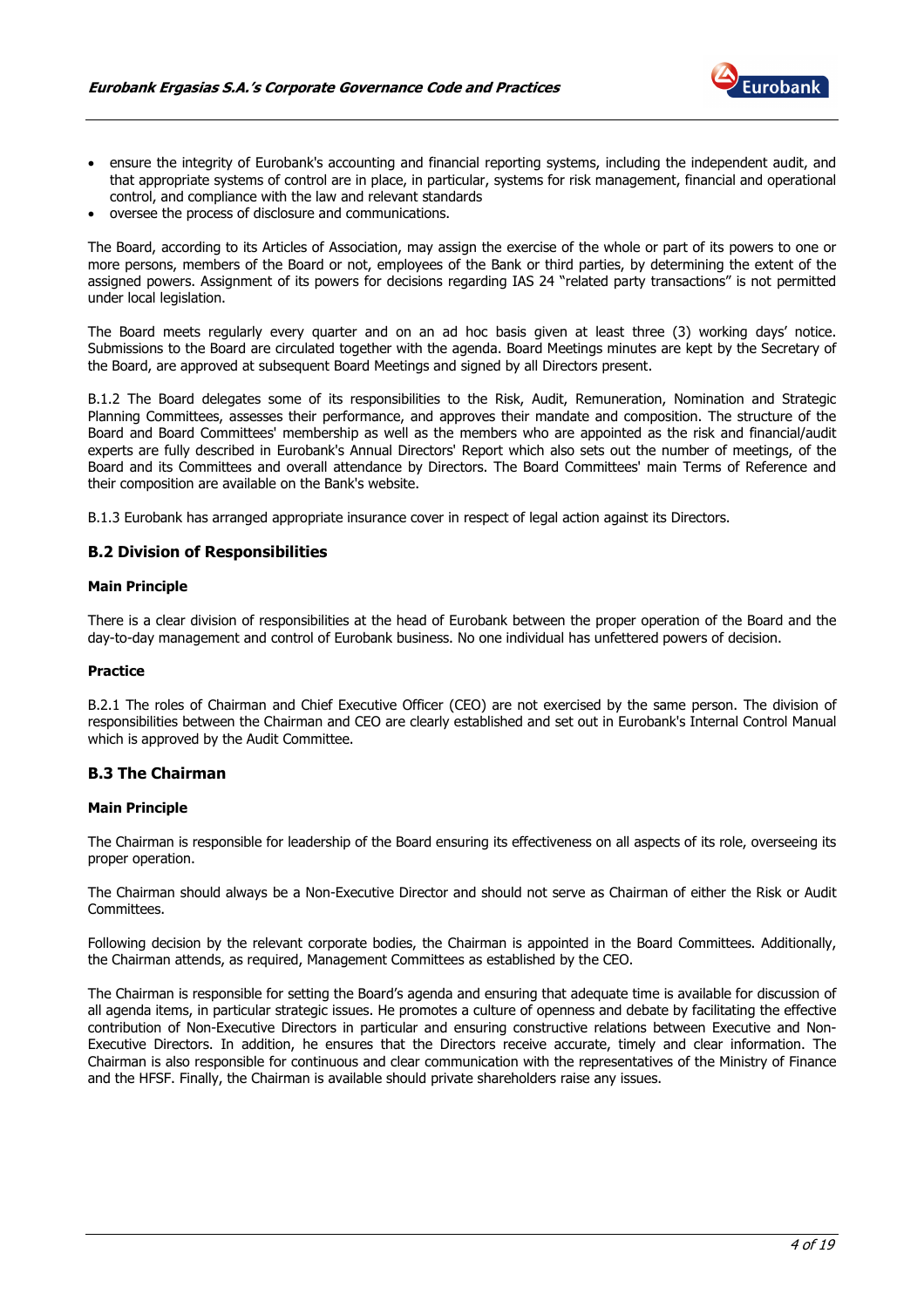- ensure the integrity of Eurobank's accounting and financial reporting systems, including the independent audit, and that appropriate systems of control are in place, in particular, systems for risk management, financial and operational control, and compliance with the law and relevant standards
- oversee the process of disclosure and communications.

The Board, according to its Articles of Association, may assign the exercise of the whole or part of its powers to one or more persons, members of the Board or not, employees of the Bank or third parties, by determining the extent of the assigned powers. Assignment of its powers for decisions regarding IAS 24 "related party transactions" is not permitted under local legislation.

The Board meets regularly every quarter and on an ad hoc basis given at least three (3) working days' notice. Submissions to the Board are circulated together with the agenda. Board Meetings minutes are kept by the Secretary of the Board, are approved at subsequent Board Meetings and signed by all Directors present.

B.1.2 The Board delegates some of its responsibilities to the Risk, Audit, Remuneration, Nomination and Strategic Planning Committees, assesses their performance, and approves their mandate and composition. The structure of the Board and Board Committees' membership as well as the members who are appointed as the risk and financial/audit experts are fully described in Eurobank's Annual Directors' Report which also sets out the number of meetings, of the Board and its Committees and overall attendance by Directors. The Board Committees' main Terms of Reference and their composition are available on the Bank's website.

B.1.3 Eurobank has arranged appropriate insurance cover in respect of legal action against its Directors.

## B.2 Division of Responsibilities

**Main Principle**

There is a clear division of responsibilities at the head of Eurobank between the proper operation of the Board and the day-to-day management and control of Eurobank business. No one individual has unfettered powers of decision.

**Practice**

B.2.1 The roles of Chairman and Chief Executive Officer (CEO) are not exercised by the same person. The division of responsibilities between the Chairman and CEO are clearly established and set out in Eurobank's Internal Control Manual which is approved by the Audit Committee.

## B.3 The Chairman

**Main Principle**

The Chairman is responsible for leadership of the Board ensuring its effectiveness on all aspects of its role, overseeing its proper operation.

The Chairman should always be a Non-Executive Director and should not serve as Chairman of either the Risk or Audit Committees.

Following decision by the relevant corporate bodies, the Chairman is appointed in the Board Committees. Additionally, the Chairman attends, as required, Management Committees as established by the CEO.

The Chairman is responsible for setting the Board's agenda and ensuring that adequate time is available for discussion of all agenda items, in particular strategic issues. He promotes a culture of openness and debate by facilitating the effective contribution of Non-Executive Directors in particular and ensuring constructive relations between Executive and Non-Executive Directors. In addition, he ensures that the Directors receive accurate, timely and clear information. The Chairman is also responsible for continuous and clear communication with the representatives of the Ministry of Finance and the HFSF. Finally, the Chairman is available should private shareholders raise any issues.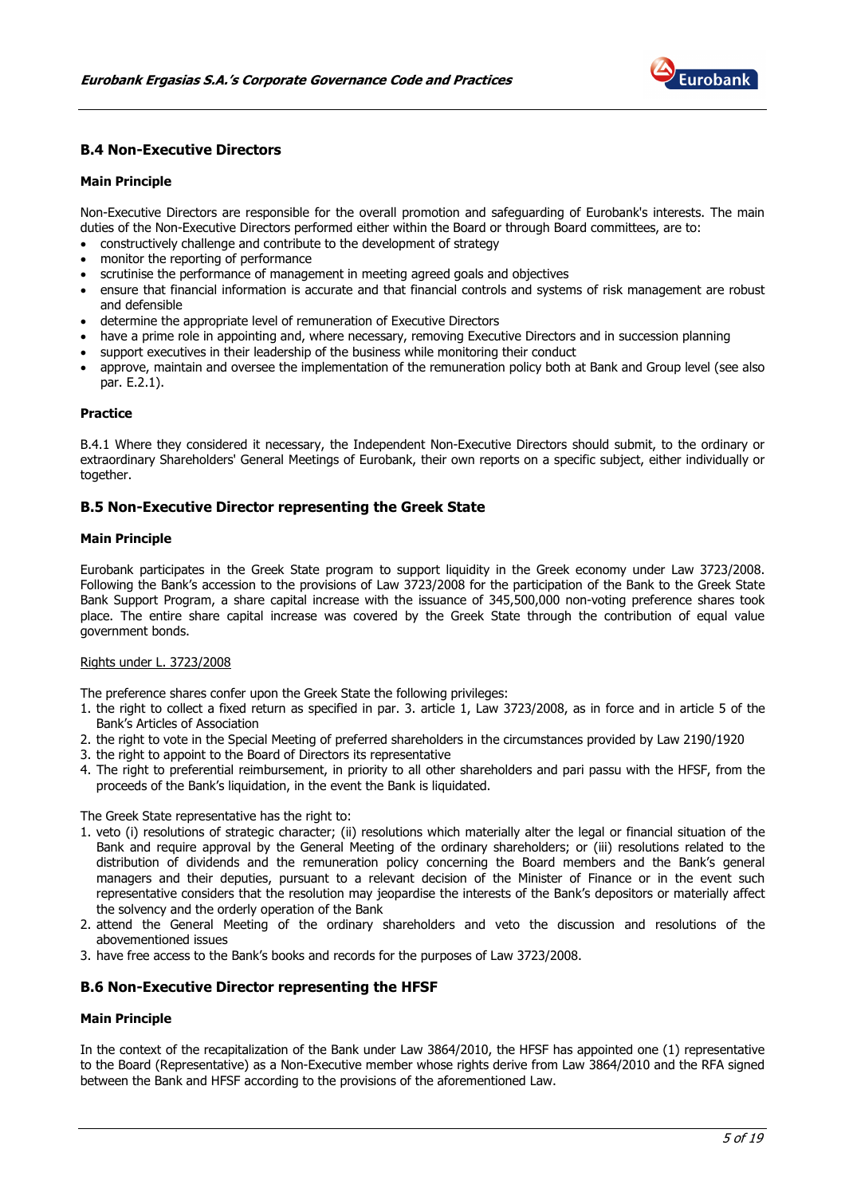## B.4 Non-Executive Directors

### Main Principle

Non-Executive Directors are responsible for the overall promotion and safeguarding of Eurobank's interests. The main duties of the Non-Executive Directors performed either within the Board or through Board committees, are to:

- constructively challenge and contribute to the development of strategy
- monitor the reporting of performance
- scrutinise the performance of management in meeting agreed goals and objectives
- ensure that financial information is accurate and that financial controls and systems of risk management are robust and defensible
- determine the appropriate level of remuneration of Executive Directors
- have a prime role in appointing and, where necessary, removing Executive Directors and in succession planning
- support executives in their leadership of the business while monitoring their conduct
- approve, maintain and oversee the implementation of the remuneration policy both at Bank and Group level (see also par. E.2.1).

### Practice

B.4.1 Where they considered it necessary, the Independent Non-Executive Directors should submit, to the ordinary or extraordinary Shareholders' General Meetings of Eurobank, their own reports on a specific subject, either individually or together.

## B.5 Non-Executive Director representing the Greek State

### Main Principle

Eurobank participates in the Greek State program to support liquidity in the Greek economy under Law 3723/2008. Following the Bank's accession to the provisions of Law 3723/2008 for the participation of the Bank to the Greek State Bank Support Program, a share capital increase with the issuance of 345,500,000 non-voting preference shares took place. The entire share capital increase was covered by the Greek State through the contribution of equal value government bonds.

Rights under L. 3723/2008

The preference shares confer upon the Greek State the following privileges:

1. the right to collect a fixed return as specified in par. 3. article 1, Law 3723/2008, as in force and in article 5 of the Bank's Articles of Association
2. the right to vote in the Special Meeting of preferred shareholders in the circumstances provided by Law 2190/1920
3. the right to appoint to the Board of Directors its representative
4. The right to preferential reimbursement, in priority to all other shareholders and pari passu with the HFSF, from the proceeds of the Bank's liquidation, in the event the Bank is liquidated.

The Greek State representative has the right to:

1. veto (i) resolutions of strategic character; (ii) resolutions which materially alter the legal or financial situation of the Bank and require approval by the General Meeting of the ordinary shareholders; or (iii) resolutions related to the distribution of dividends and the remuneration policy concerning the Board members and the Bank's general managers and their deputies, pursuant to a relevant decision of the Minister of Finance or in the event such representative considers that the resolution may jeopardise the interests of the Bank's depositors or materially affect the solvency and the orderly operation of the Bank
2. attend the General Meeting of the ordinary shareholders and veto the discussion and resolutions of the abovementioned issues
3. have free access to the Bank's books and records for the purposes of Law 3723/2008.

## B.6 Non-Executive Director representing the HFSF

### Main Principle

In the context of the recapitalization of the Bank under Law 3864/2010, the HFSF has appointed one (1) representative to the Board (Representative) as a Non-Executive member whose rights derive from Law 3864/2010 and the RFA signed between the Bank and HFSF according to the provisions of the aforementioned Law.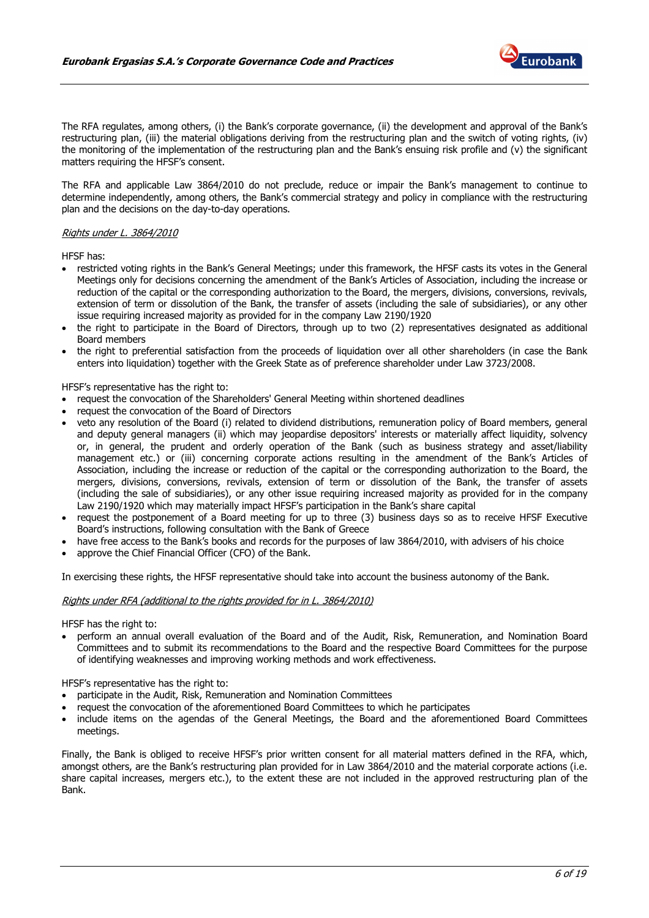The RFA regulates, among others, (i) the Bank's corporate governance, (ii) the development and approval of the Bank's restructuring plan, (iii) the material obligations deriving from the restructuring plan and the switch of voting rights, (iv) the monitoring of the implementation of the restructuring plan and the Bank's ensuing risk profile and (v) the significant matters requiring the HFSF's consent.

The RFA and applicable Law 3864/2010 do not preclude, reduce or impair the Bank's management to continue to determine independently, among others, the Bank's commercial strategy and policy in compliance with the restructuring plan and the decisions on the day-to-day operations.

*Rights under L. 3864/2010*

HFSF has:

- restricted voting rights in the Bank's General Meetings; under this framework, the HFSF casts its votes in the General Meetings only for decisions concerning the amendment of the Bank's Articles of Association, including the increase or reduction of the capital or the corresponding authorization to the Board, the mergers, divisions, conversions, revivals, extension of term or dissolution of the Bank, the transfer of assets (including the sale of subsidiaries), or any other issue requiring increased majority as provided for in the company Law 2190/1920
- the right to participate in the Board of Directors, through up to two (2) representatives designated as additional Board members
- the right to preferential satisfaction from the proceeds of liquidation over all other shareholders (in case the Bank enters into liquidation) together with the Greek State as of preference shareholder under Law 3723/2008.

HFSF's representative has the right to:

- request the convocation of the Shareholders' General Meeting within shortened deadlines
- request the convocation of the Board of Directors
- veto any resolution of the Board (i) related to dividend distributions, remuneration policy of Board members, general and deputy general managers (ii) which may jeopardise depositors' interests or materially affect liquidity, solvency or, in general, the prudent and orderly operation of the Bank (such as business strategy and asset/liability management etc.) or (iii) concerning corporate actions resulting in the amendment of the Bank's Articles of Association, including the increase or reduction of the capital or the corresponding authorization to the Board, the mergers, divisions, conversions, revivals, extension of term or dissolution of the Bank, the transfer of assets (including the sale of subsidiaries), or any other issue requiring increased majority as provided for in the company Law 2190/1920 which may materially impact HFSF's participation in the Bank's share capital
- request the postponement of a Board meeting for up to three (3) business days so as to receive HFSF Executive Board's instructions, following consultation with the Bank of Greece
- have free access to the Bank's books and records for the purposes of law 3864/2010, with advisers of his choice
- approve the Chief Financial Officer (CFO) of the Bank.

In exercising these rights, the HFSF representative should take into account the business autonomy of the Bank.

*Rights under RFA (additional to the rights provided for in L. 3864/2010)*

HFSF has the right to:

- perform an annual overall evaluation of the Board and of the Audit, Risk, Remuneration, and Nomination Board Committees and to submit its recommendations to the Board and the respective Board Committees for the purpose of identifying weaknesses and improving working methods and work effectiveness.

HFSF's representative has the right to:

- participate in the Audit, Risk, Remuneration and Nomination Committees
- request the convocation of the aforementioned Board Committees to which he participates
- include items on the agendas of the General Meetings, the Board and the aforementioned Board Committees meetings.

Finally, the Bank is obliged to receive HFSF's prior written consent for all material matters defined in the RFA, which, amongst others, are the Bank's restructuring plan provided for in Law 3864/2010 and the material corporate actions (i.e. share capital increases, mergers etc.), to the extent these are not included in the approved restructuring plan of the Bank.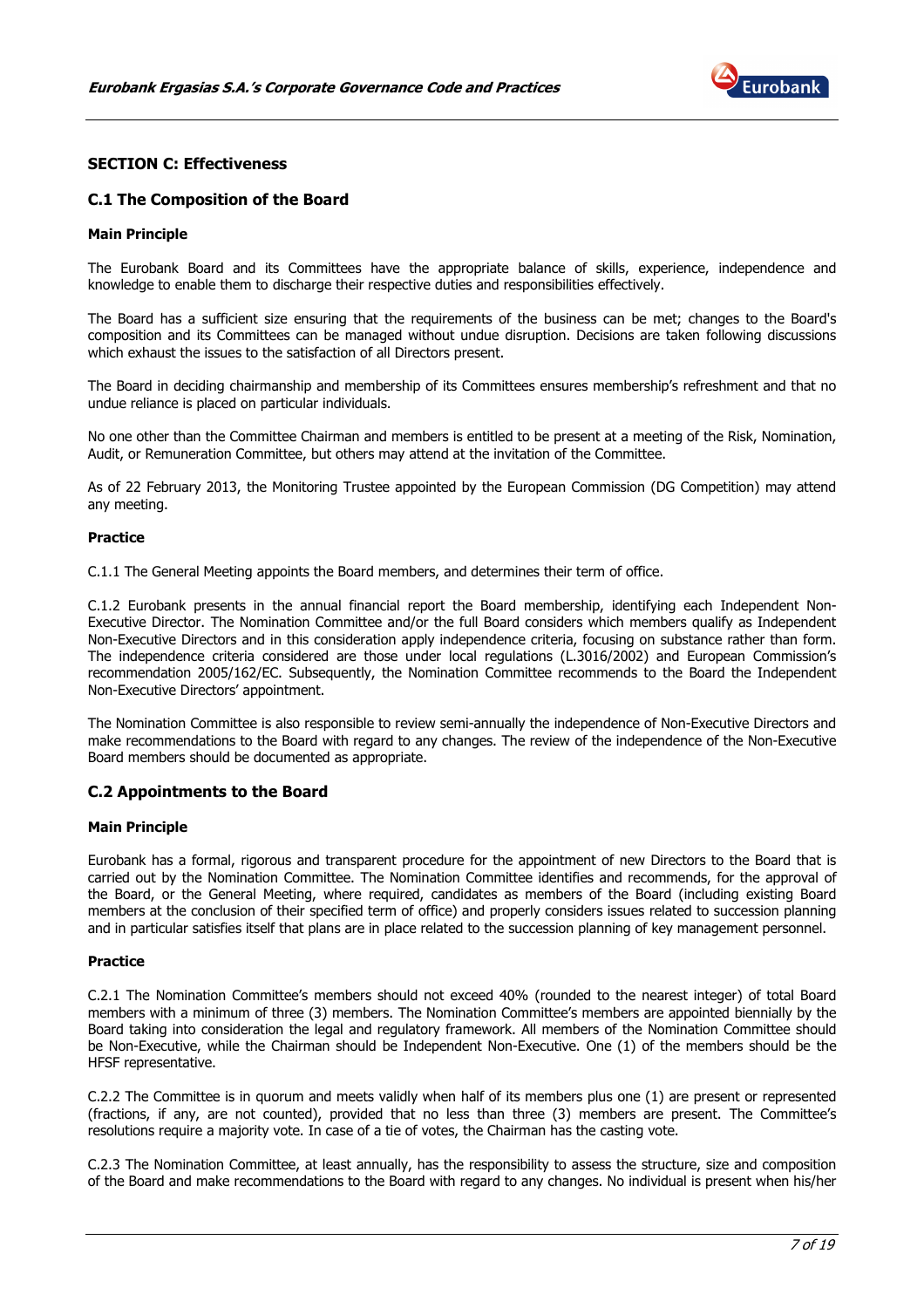## SECTION C: Effectiveness

### C.1 The Composition of the Board

**Main Principle**

The Eurobank Board and its Committees have the appropriate balance of skills, experience, independence and knowledge to enable them to discharge their respective duties and responsibilities effectively.

The Board has a sufficient size ensuring that the requirements of the business can be met; changes to the Board's composition and its Committees can be managed without undue disruption. Decisions are taken following discussions which exhaust the issues to the satisfaction of all Directors present.

The Board in deciding chairmanship and membership of its Committees ensures membership's refreshment and that no undue reliance is placed on particular individuals.

No one other than the Committee Chairman and members is entitled to be present at a meeting of the Risk, Nomination, Audit, or Remuneration Committee, but others may attend at the invitation of the Committee.

As of 22 February 2013, the Monitoring Trustee appointed by the European Commission (DG Competition) may attend any meeting.

**Practice**

C.1.1 The General Meeting appoints the Board members, and determines their term of office.

C.1.2 Eurobank presents in the annual financial report the Board membership, identifying each Independent Non-Executive Director. The Nomination Committee and/or the full Board considers which members qualify as Independent Non-Executive Directors and in this consideration apply independence criteria, focusing on substance rather than form. The independence criteria considered are those under local regulations (L.3016/2002) and European Commission's recommendation 2005/162/EC. Subsequently, the Nomination Committee recommends to the Board the Independent Non-Executive Directors' appointment.

The Nomination Committee is also responsible to review semi-annually the independence of Non-Executive Directors and make recommendations to the Board with regard to any changes. The review of the independence of the Non-Executive Board members should be documented as appropriate.

### C.2 Appointments to the Board

**Main Principle**

Eurobank has a formal, rigorous and transparent procedure for the appointment of new Directors to the Board that is carried out by the Nomination Committee. The Nomination Committee identifies and recommends, for the approval of the Board, or the General Meeting, where required, candidates as members of the Board (including existing Board members at the conclusion of their specified term of office) and properly considers issues related to succession planning and in particular satisfies itself that plans are in place related to the succession planning of key management personnel.

**Practice**

C.2.1 The Nomination Committee's members should not exceed 40% (rounded to the nearest integer) of total Board members with a minimum of three (3) members. The Nomination Committee's members are appointed biennially by the Board taking into consideration the legal and regulatory framework. All members of the Nomination Committee should be Non-Executive, while the Chairman should be Independent Non-Executive. One (1) of the members should be the HFSF representative.

C.2.2 The Committee is in quorum and meets validly when half of its members plus one (1) are present or represented (fractions, if any, are not counted), provided that no less than three (3) members are present. The Committee's resolutions require a majority vote. In case of a tie of votes, the Chairman has the casting vote.

C.2.3 The Nomination Committee, at least annually, has the responsibility to assess the structure, size and composition of the Board and make recommendations to the Board with regard to any changes. No individual is present when his/her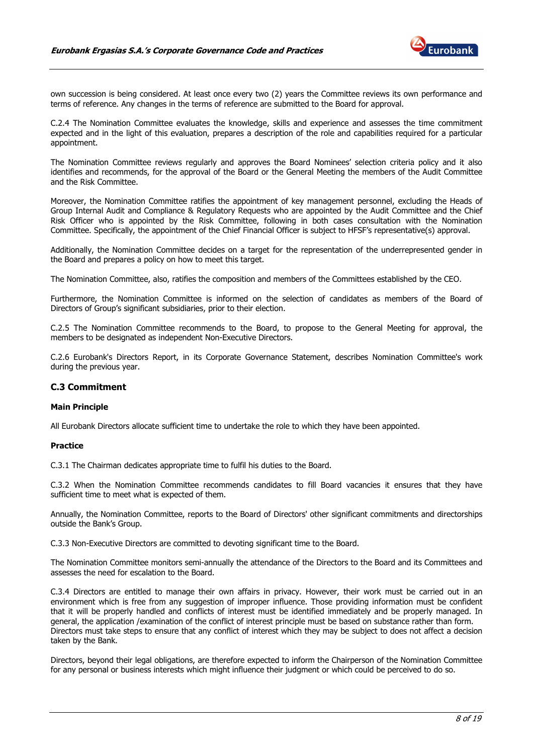own succession is being considered. At least once every two (2) years the Committee reviews its own performance and terms of reference. Any changes in the terms of reference are submitted to the Board for approval.

C.2.4 The Nomination Committee evaluates the knowledge, skills and experience and assesses the time commitment expected and in the light of this evaluation, prepares a description of the role and capabilities required for a particular appointment.

The Nomination Committee reviews regularly and approves the Board Nominees' selection criteria policy and it also identifies and recommends, for the approval of the Board or the General Meeting the members of the Audit Committee and the Risk Committee.

Moreover, the Nomination Committee ratifies the appointment of key management personnel, excluding the Heads of Group Internal Audit and Compliance & Regulatory Requests who are appointed by the Audit Committee and the Chief Risk Officer who is appointed by the Risk Committee, following in both cases consultation with the Nomination Committee. Specifically, the appointment of the Chief Financial Officer is subject to HFSF's representative(s) approval.

Additionally, the Nomination Committee decides on a target for the representation of the underrepresented gender in the Board and prepares a policy on how to meet this target.

The Nomination Committee, also, ratifies the composition and members of the Committees established by the CEO.

Furthermore, the Nomination Committee is informed on the selection of candidates as members of the Board of Directors of Group's significant subsidiaries, prior to their election.

C.2.5 The Nomination Committee recommends to the Board, to propose to the General Meeting for approval, the members to be designated as independent Non-Executive Directors.

C.2.6 Eurobank's Directors Report, in its Corporate Governance Statement, describes Nomination Committee's work during the previous year.

## C.3 Commitment

**Main Principle**

All Eurobank Directors allocate sufficient time to undertake the role to which they have been appointed.

**Practice**

C.3.1 The Chairman dedicates appropriate time to fulfil his duties to the Board.

C.3.2 When the Nomination Committee recommends candidates to fill Board vacancies it ensures that they have sufficient time to meet what is expected of them.

Annually, the Nomination Committee, reports to the Board of Directors' other significant commitments and directorships outside the Bank's Group.

C.3.3 Non-Executive Directors are committed to devoting significant time to the Board.

The Nomination Committee monitors semi-annually the attendance of the Directors to the Board and its Committees and assesses the need for escalation to the Board.

C.3.4 Directors are entitled to manage their own affairs in privacy. However, their work must be carried out in an environment which is free from any suggestion of improper influence. Those providing information must be confident that it will be properly handled and conflicts of interest must be identified immediately and be properly managed. In general, the application /examination of the conflict of interest principle must be based on substance rather than form. Directors must take steps to ensure that any conflict of interest which they may be subject to does not affect a decision taken by the Bank.

Directors, beyond their legal obligations, are therefore expected to inform the Chairperson of the Nomination Committee for any personal or business interests which might influence their judgment or which could be perceived to do so.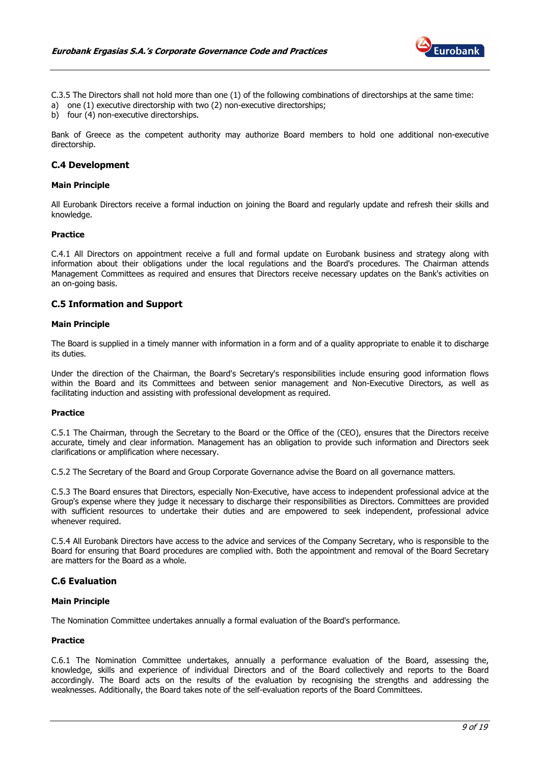C.3.5 The Directors shall not hold more than one (1) of the following combinations of directorships at the same time:

a) one (1) executive directorship with two (2) non-executive directorships;
b) four (4) non-executive directorships.

Bank of Greece as the competent authority may authorize Board members to hold one additional non-executive directorship.

## C.4 Development

**Main Principle**

All Eurobank Directors receive a formal induction on joining the Board and regularly update and refresh their skills and knowledge.

**Practice**

C.4.1 All Directors on appointment receive a full and formal update on Eurobank business and strategy along with information about their obligations under the local regulations and the Board's procedures. The Chairman attends Management Committees as required and ensures that Directors receive necessary updates on the Bank's activities on an on-going basis.

## C.5 Information and Support

**Main Principle**

The Board is supplied in a timely manner with information in a form and of a quality appropriate to enable it to discharge its duties.

Under the direction of the Chairman, the Board's Secretary's responsibilities include ensuring good information flows within the Board and its Committees and between senior management and Non-Executive Directors, as well as facilitating induction and assisting with professional development as required.

**Practice**

C.5.1 The Chairman, through the Secretary to the Board or the Office of the (CEO), ensures that the Directors receive accurate, timely and clear information. Management has an obligation to provide such information and Directors seek clarifications or amplification where necessary.

C.5.2 The Secretary of the Board and Group Corporate Governance advise the Board on all governance matters.

C.5.3 The Board ensures that Directors, especially Non-Executive, have access to independent professional advice at the Group's expense where they judge it necessary to discharge their responsibilities as Directors. Committees are provided with sufficient resources to undertake their duties and are empowered to seek independent, professional advice whenever required.

C.5.4 All Eurobank Directors have access to the advice and services of the Company Secretary, who is responsible to the Board for ensuring that Board procedures are complied with. Both the appointment and removal of the Board Secretary are matters for the Board as a whole.

## C.6 Evaluation

**Main Principle**

The Nomination Committee undertakes annually a formal evaluation of the Board's performance.

**Practice**

C.6.1 The Nomination Committee undertakes, annually a performance evaluation of the Board, assessing the, knowledge, skills and experience of individual Directors and of the Board collectively and reports to the Board accordingly. The Board acts on the results of the evaluation by recognising the strengths and addressing the weaknesses. Additionally, the Board takes note of the self-evaluation reports of the Board Committees.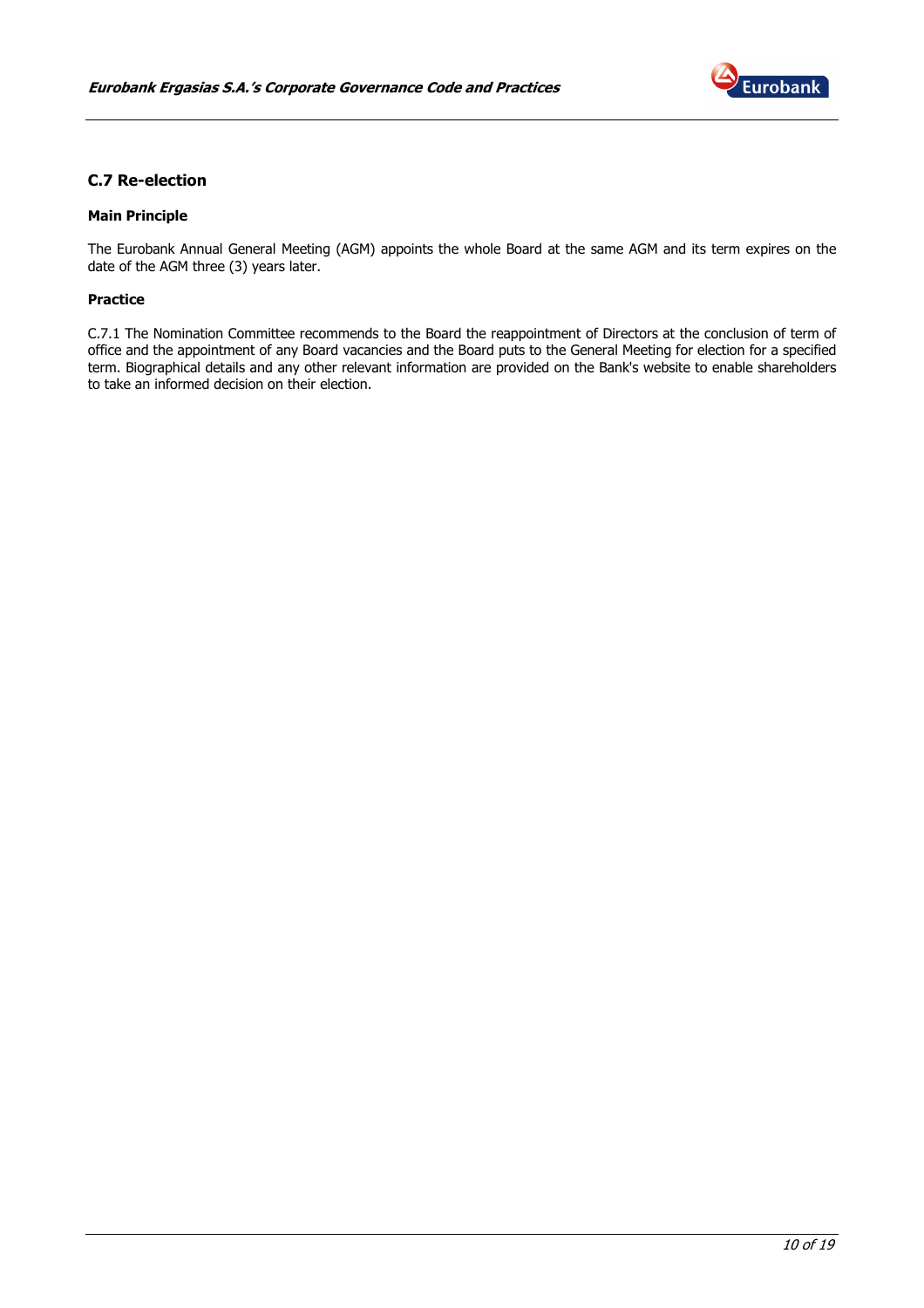### C.7 Re-election

**Main Principle**

The Eurobank Annual General Meeting (AGM) appoints the whole Board at the same AGM and its term expires on the date of the AGM three (3) years later.

**Practice**

C.7.1 The Nomination Committee recommends to the Board the reappointment of Directors at the conclusion of term of office and the appointment of any Board vacancies and the Board puts to the General Meeting for election for a specified term. Biographical details and any other relevant information are provided on the Bank's website to enable shareholders to take an informed decision on their election.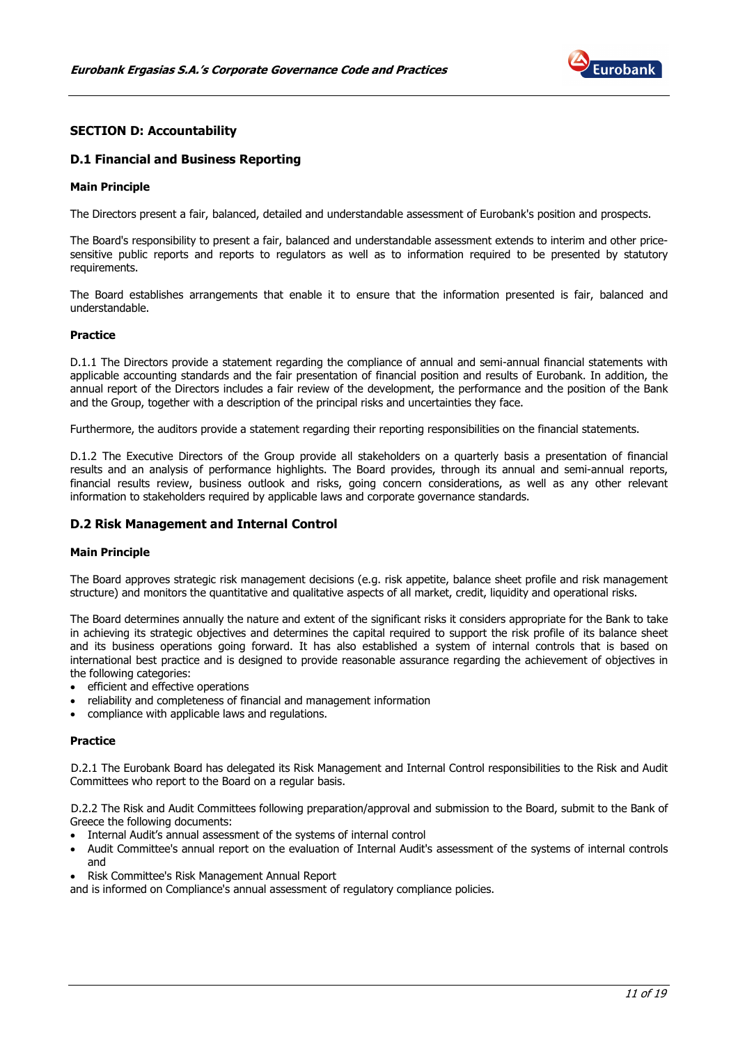## SECTION D: Accountability

### D.1 Financial and Business Reporting

**Main Principle**

The Directors present a fair, balanced, detailed and understandable assessment of Eurobank's position and prospects.

The Board's responsibility to present a fair, balanced and understandable assessment extends to interim and other price-sensitive public reports and reports to regulators as well as to information required to be presented by statutory requirements.

The Board establishes arrangements that enable it to ensure that the information presented is fair, balanced and understandable.

**Practice**

D.1.1 The Directors provide a statement regarding the compliance of annual and semi-annual financial statements with applicable accounting standards and the fair presentation of financial position and results of Eurobank. In addition, the annual report of the Directors includes a fair review of the development, the performance and the position of the Bank and the Group, together with a description of the principal risks and uncertainties they face.

Furthermore, the auditors provide a statement regarding their reporting responsibilities on the financial statements.

D.1.2 The Executive Directors of the Group provide all stakeholders on a quarterly basis a presentation of financial results and an analysis of performance highlights. The Board provides, through its annual and semi-annual reports, financial results review, business outlook and risks, going concern considerations, as well as any other relevant information to stakeholders required by applicable laws and corporate governance standards.

### D.2 Risk Management and Internal Control

**Main Principle**

The Board approves strategic risk management decisions (e.g. risk appetite, balance sheet profile and risk management structure) and monitors the quantitative and qualitative aspects of all market, credit, liquidity and operational risks.

The Board determines annually the nature and extent of the significant risks it considers appropriate for the Bank to take in achieving its strategic objectives and determines the capital required to support the risk profile of its balance sheet and its business operations going forward. It has also established a system of internal controls that is based on international best practice and is designed to provide reasonable assurance regarding the achievement of objectives in the following categories:

- efficient and effective operations
- reliability and completeness of financial and management information
- compliance with applicable laws and regulations.

**Practice**

D.2.1 The Eurobank Board has delegated its Risk Management and Internal Control responsibilities to the Risk and Audit Committees who report to the Board on a regular basis.

D.2.2 The Risk and Audit Committees following preparation/approval and submission to the Board, submit to the Bank of Greece the following documents:

- Internal Audit's annual assessment of the systems of internal control
- Audit Committee's annual report on the evaluation of Internal Audit's assessment of the systems of internal controls and
- Risk Committee's Risk Management Annual Report

and is informed on Compliance's annual assessment of regulatory compliance policies.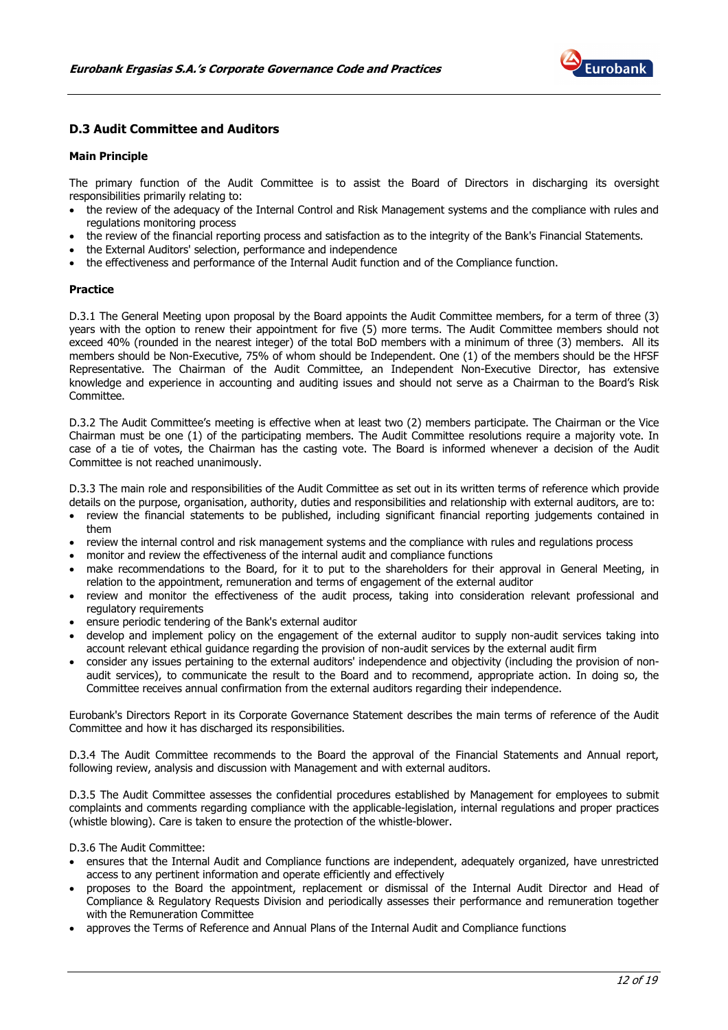## D.3 Audit Committee and Auditors

### Main Principle

The primary function of the Audit Committee is to assist the Board of Directors in discharging its oversight responsibilities primarily relating to:

- the review of the adequacy of the Internal Control and Risk Management systems and the compliance with rules and regulations monitoring process
- the review of the financial reporting process and satisfaction as to the integrity of the Bank's Financial Statements.
- the External Auditors' selection, performance and independence
- the effectiveness and performance of the Internal Audit function and of the Compliance function.

### Practice

D.3.1 The General Meeting upon proposal by the Board appoints the Audit Committee members, for a term of three (3) years with the option to renew their appointment for five (5) more terms. The Audit Committee members should not exceed 40% (rounded in the nearest integer) of the total BoD members with a minimum of three (3) members. All its members should be Non-Executive, 75% of whom should be Independent. One (1) of the members should be the HFSF Representative. The Chairman of the Audit Committee, an Independent Non-Executive Director, has extensive knowledge and experience in accounting and auditing issues and should not serve as a Chairman to the Board's Risk Committee.

D.3.2 The Audit Committee's meeting is effective when at least two (2) members participate. The Chairman or the Vice Chairman must be one (1) of the participating members. The Audit Committee resolutions require a majority vote. In case of a tie of votes, the Chairman has the casting vote. The Board is informed whenever a decision of the Audit Committee is not reached unanimously.

D.3.3 The main role and responsibilities of the Audit Committee as set out in its written terms of reference which provide details on the purpose, organisation, authority, duties and responsibilities and relationship with external auditors, are to:

- review the financial statements to be published, including significant financial reporting judgements contained in them
- review the internal control and risk management systems and the compliance with rules and regulations process
- monitor and review the effectiveness of the internal audit and compliance functions
- make recommendations to the Board, for it to put to the shareholders for their approval in General Meeting, in relation to the appointment, remuneration and terms of engagement of the external auditor
- review and monitor the effectiveness of the audit process, taking into consideration relevant professional and regulatory requirements
- ensure periodic tendering of the Bank's external auditor
- develop and implement policy on the engagement of the external auditor to supply non-audit services taking into account relevant ethical guidance regarding the provision of non-audit services by the external audit firm
- consider any issues pertaining to the external auditors' independence and objectivity (including the provision of non-audit services), to communicate the result to the Board and to recommend, appropriate action. In doing so, the Committee receives annual confirmation from the external auditors regarding their independence.

Eurobank's Directors Report in its Corporate Governance Statement describes the main terms of reference of the Audit Committee and how it has discharged its responsibilities.

D.3.4 The Audit Committee recommends to the Board the approval of the Financial Statements and Annual report, following review, analysis and discussion with Management and with external auditors.

D.3.5 The Audit Committee assesses the confidential procedures established by Management for employees to submit complaints and comments regarding compliance with the applicable-legislation, internal regulations and proper practices (whistle blowing). Care is taken to ensure the protection of the whistle-blower.

D.3.6 The Audit Committee:

- ensures that the Internal Audit and Compliance functions are independent, adequately organized, have unrestricted access to any pertinent information and operate efficiently and effectively
- proposes to the Board the appointment, replacement or dismissal of the Internal Audit Director and Head of Compliance & Regulatory Requests Division and periodically assesses their performance and remuneration together with the Remuneration Committee
- approves the Terms of Reference and Annual Plans of the Internal Audit and Compliance functions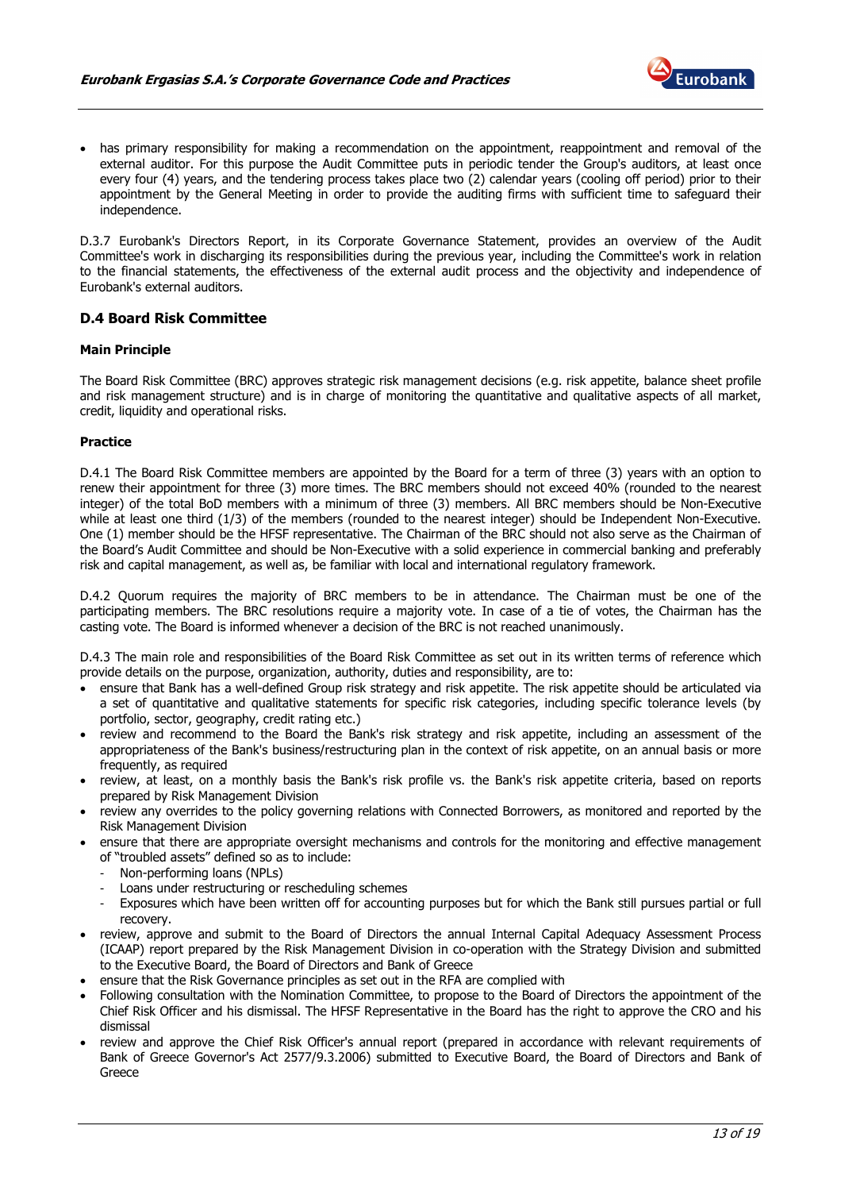- has primary responsibility for making a recommendation on the appointment, reappointment and removal of the external auditor. For this purpose the Audit Committee puts in periodic tender the Group's auditors, at least once every four (4) years, and the tendering process takes place two (2) calendar years (cooling off period) prior to their appointment by the General Meeting in order to provide the auditing firms with sufficient time to safeguard their independence.

D.3.7 Eurobank's Directors Report, in its Corporate Governance Statement, provides an overview of the Audit Committee's work in discharging its responsibilities during the previous year, including the Committee's work in relation to the financial statements, the effectiveness of the external audit process and the objectivity and independence of Eurobank's external auditors.

## D.4 Board Risk Committee

**Main Principle**

The Board Risk Committee (BRC) approves strategic risk management decisions (e.g. risk appetite, balance sheet profile and risk management structure) and is in charge of monitoring the quantitative and qualitative aspects of all market, credit, liquidity and operational risks.

**Practice**

D.4.1 The Board Risk Committee members are appointed by the Board for a term of three (3) years with an option to renew their appointment for three (3) more times. The BRC members should not exceed 40% (rounded to the nearest integer) of the total BoD members with a minimum of three (3) members. All BRC members should be Non-Executive while at least one third (1/3) of the members (rounded to the nearest integer) should be Independent Non-Executive. One (1) member should be the HFSF representative. The Chairman of the BRC should not also serve as the Chairman of the Board's Audit Committee and should be Non-Executive with a solid experience in commercial banking and preferably risk and capital management, as well as, be familiar with local and international regulatory framework.

D.4.2 Quorum requires the majority of BRC members to be in attendance. The Chairman must be one of the participating members. The BRC resolutions require a majority vote. In case of a tie of votes, the Chairman has the casting vote. The Board is informed whenever a decision of the BRC is not reached unanimously.

D.4.3 The main role and responsibilities of the Board Risk Committee as set out in its written terms of reference which provide details on the purpose, organization, authority, duties and responsibility, are to:

- ensure that Bank has a well-defined Group risk strategy and risk appetite. The risk appetite should be articulated via a set of quantitative and qualitative statements for specific risk categories, including specific tolerance levels (by portfolio, sector, geography, credit rating etc.)
- review and recommend to the Board the Bank's risk strategy and risk appetite, including an assessment of the appropriateness of the Bank's business/restructuring plan in the context of risk appetite, on an annual basis or more frequently, as required
- review, at least, on a monthly basis the Bank's risk profile vs. the Bank's risk appetite criteria, based on reports prepared by Risk Management Division
- review any overrides to the policy governing relations with Connected Borrowers, as monitored and reported by the Risk Management Division
- ensure that there are appropriate oversight mechanisms and controls for the monitoring and effective management of "troubled assets" defined so as to include:
  - Non-performing loans (NPLs)
  - Loans under restructuring or rescheduling schemes
  - Exposures which have been written off for accounting purposes but for which the Bank still pursues partial or full recovery.
- review, approve and submit to the Board of Directors the annual Internal Capital Adequacy Assessment Process (ICAAP) report prepared by the Risk Management Division in co-operation with the Strategy Division and submitted to the Executive Board, the Board of Directors and Bank of Greece
- ensure that the Risk Governance principles as set out in the RFA are complied with
- Following consultation with the Nomination Committee, to propose to the Board of Directors the appointment of the Chief Risk Officer and his dismissal. The HFSF Representative in the Board has the right to approve the CRO and his dismissal
- review and approve the Chief Risk Officer's annual report (prepared in accordance with relevant requirements of Bank of Greece Governor's Act 2577/9.3.2006) submitted to Executive Board, the Board of Directors and Bank of Greece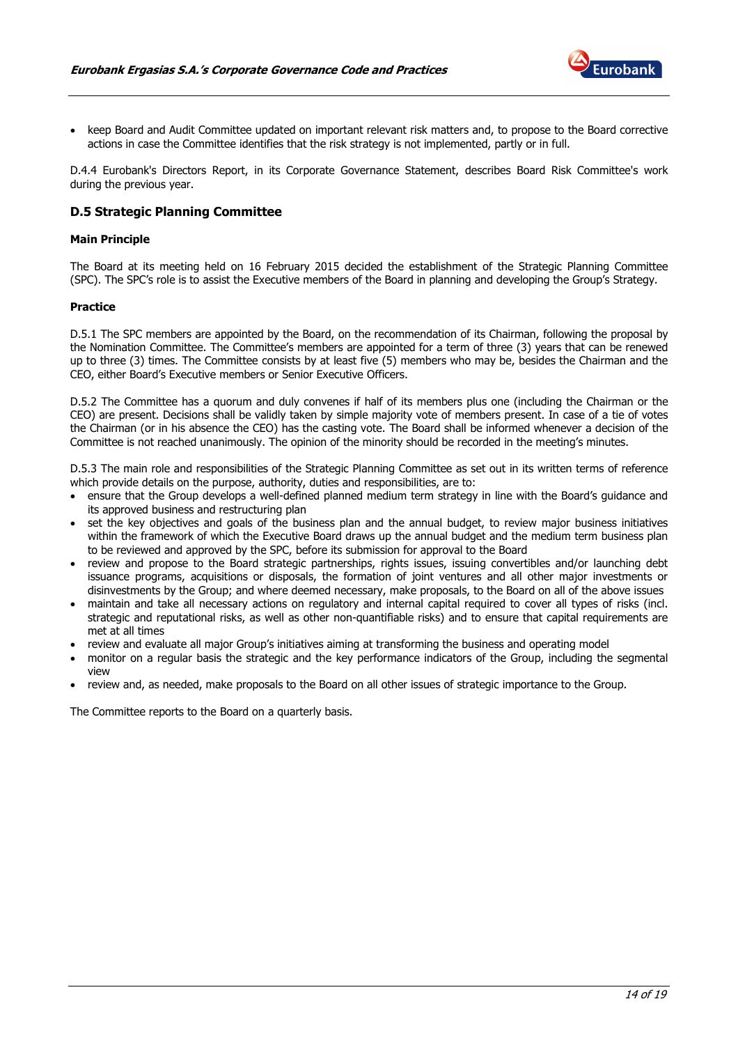- keep Board and Audit Committee updated on important relevant risk matters and, to propose to the Board corrective actions in case the Committee identifies that the risk strategy is not implemented, partly or in full.

D.4.4 Eurobank's Directors Report, in its Corporate Governance Statement, describes Board Risk Committee's work during the previous year.

### D.5 Strategic Planning Committee

**Main Principle**

The Board at its meeting held on 16 February 2015 decided the establishment of the Strategic Planning Committee (SPC). The SPC's role is to assist the Executive members of the Board in planning and developing the Group's Strategy.

**Practice**

D.5.1 The SPC members are appointed by the Board, on the recommendation of its Chairman, following the proposal by the Nomination Committee. The Committee's members are appointed for a term of three (3) years that can be renewed up to three (3) times. The Committee consists by at least five (5) members who may be, besides the Chairman and the CEO, either Board's Executive members or Senior Executive Officers.

D.5.2 The Committee has a quorum and duly convenes if half of its members plus one (including the Chairman or the CEO) are present. Decisions shall be validly taken by simple majority vote of members present. In case of a tie of votes the Chairman (or in his absence the CEO) has the casting vote. The Board shall be informed whenever a decision of the Committee is not reached unanimously. The opinion of the minority should be recorded in the meeting's minutes.

D.5.3 The main role and responsibilities of the Strategic Planning Committee as set out in its written terms of reference which provide details on the purpose, authority, duties and responsibilities, are to:

- ensure that the Group develops a well-defined planned medium term strategy in line with the Board's guidance and its approved business and restructuring plan
- set the key objectives and goals of the business plan and the annual budget, to review major business initiatives within the framework of which the Executive Board draws up the annual budget and the medium term business plan to be reviewed and approved by the SPC, before its submission for approval to the Board
- review and propose to the Board strategic partnerships, rights issues, issuing convertibles and/or launching debt issuance programs, acquisitions or disposals, the formation of joint ventures and all other major investments or disinvestments by the Group; and where deemed necessary, make proposals, to the Board on all of the above issues
- maintain and take all necessary actions on regulatory and internal capital required to cover all types of risks (incl. strategic and reputational risks, as well as other non-quantifiable risks) and to ensure that capital requirements are met at all times
- review and evaluate all major Group's initiatives aiming at transforming the business and operating model
- monitor on a regular basis the strategic and the key performance indicators of the Group, including the segmental view
- review and, as needed, make proposals to the Board on all other issues of strategic importance to the Group.

The Committee reports to the Board on a quarterly basis.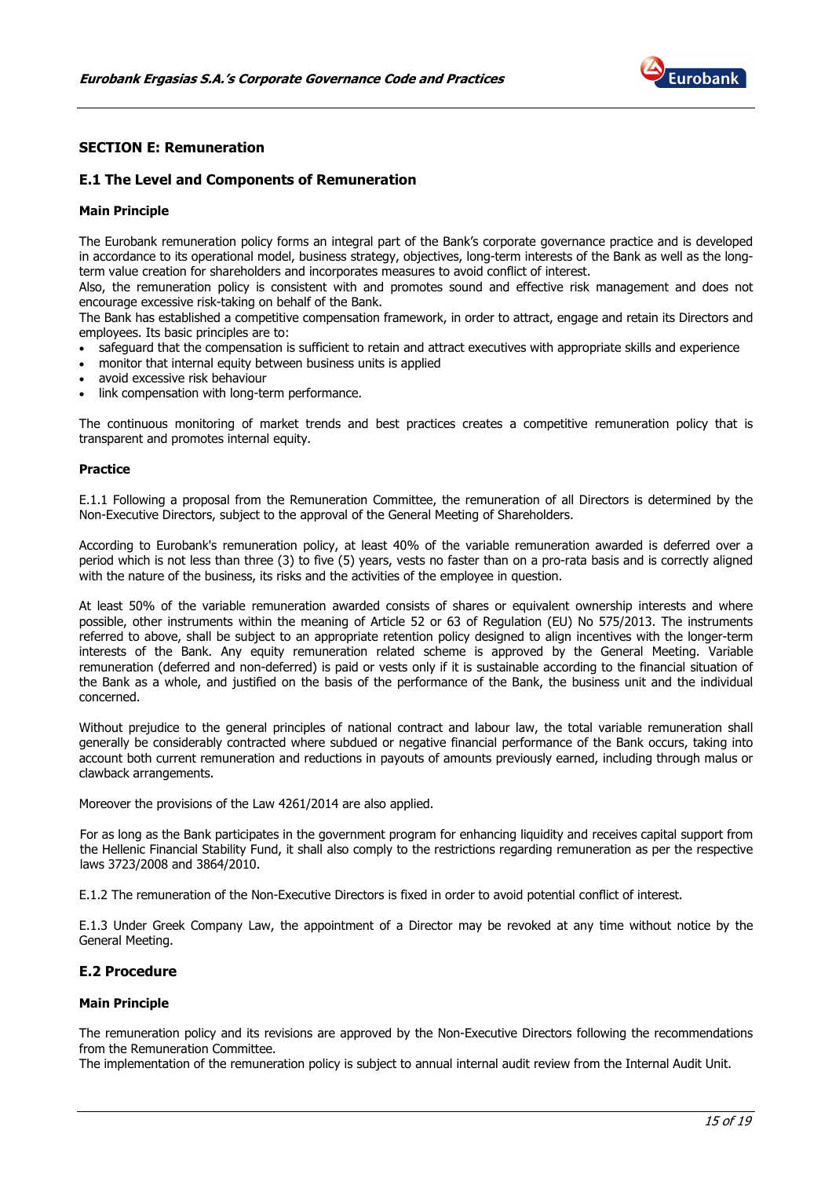## SECTION E: Remuneration

### E.1 The Level and Components of Remuneration

#### Main Principle

The Eurobank remuneration policy forms an integral part of the Bank's corporate governance practice and is developed in accordance to its operational model, business strategy, objectives, long-term interests of the Bank as well as the long-term value creation for shareholders and incorporates measures to avoid conflict of interest.

Also, the remuneration policy is consistent with and promotes sound and effective risk management and does not encourage excessive risk-taking on behalf of the Bank.

The Bank has established a competitive compensation framework, in order to attract, engage and retain its Directors and employees. Its basic principles are to:

- safeguard that the compensation is sufficient to retain and attract executives with appropriate skills and experience
- monitor that internal equity between business units is applied
- avoid excessive risk behaviour
- link compensation with long-term performance.

The continuous monitoring of market trends and best practices creates a competitive remuneration policy that is transparent and promotes internal equity.

#### Practice

E.1.1 Following a proposal from the Remuneration Committee, the remuneration of all Directors is determined by the Non-Executive Directors, subject to the approval of the General Meeting of Shareholders.

According to Eurobank's remuneration policy, at least 40% of the variable remuneration awarded is deferred over a period which is not less than three (3) to five (5) years, vests no faster than on a pro-rata basis and is correctly aligned with the nature of the business, its risks and the activities of the employee in question.

At least 50% of the variable remuneration awarded consists of shares or equivalent ownership interests and where possible, other instruments within the meaning of Article 52 or 63 of Regulation (EU) No 575/2013. The instruments referred to above, shall be subject to an appropriate retention policy designed to align incentives with the longer-term interests of the Bank. Any equity remuneration related scheme is approved by the General Meeting. Variable remuneration (deferred and non-deferred) is paid or vests only if it is sustainable according to the financial situation of the Bank as a whole, and justified on the basis of the performance of the Bank, the business unit and the individual concerned.

Without prejudice to the general principles of national contract and labour law, the total variable remuneration shall generally be considerably contracted where subdued or negative financial performance of the Bank occurs, taking into account both current remuneration and reductions in payouts of amounts previously earned, including through malus or clawback arrangements.

Moreover the provisions of the Law 4261/2014 are also applied.

For as long as the Bank participates in the government program for enhancing liquidity and receives capital support from the Hellenic Financial Stability Fund, it shall also comply to the restrictions regarding remuneration as per the respective laws 3723/2008 and 3864/2010.

E.1.2 The remuneration of the Non-Executive Directors is fixed in order to avoid potential conflict of interest.

E.1.3 Under Greek Company Law, the appointment of a Director may be revoked at any time without notice by the General Meeting.

### E.2 Procedure

#### Main Principle

The remuneration policy and its revisions are approved by the Non-Executive Directors following the recommendations from the Remuneration Committee.

The implementation of the remuneration policy is subject to annual internal audit review from the Internal Audit Unit.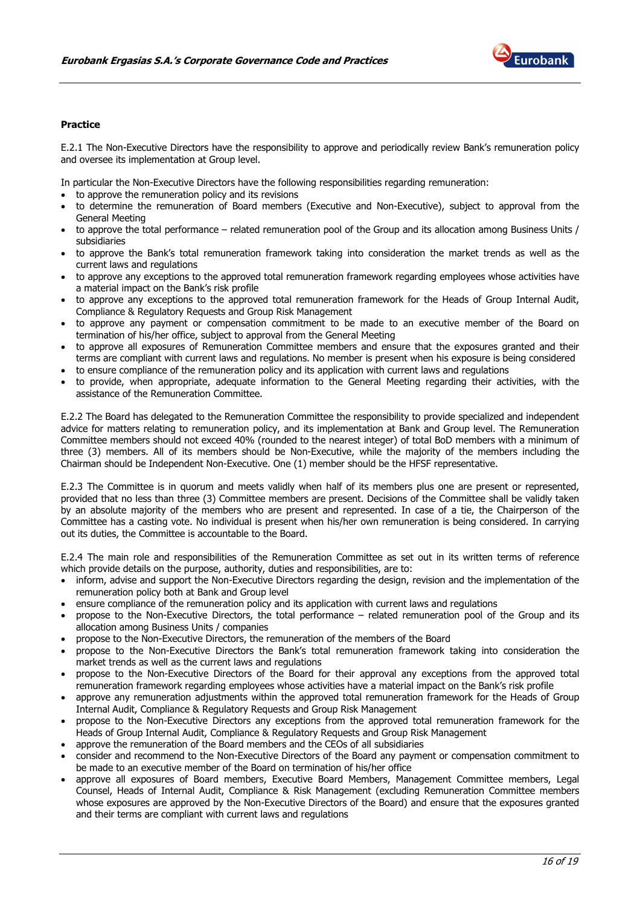**Practice**

E.2.1 The Non-Executive Directors have the responsibility to approve and periodically review Bank's remuneration policy and oversee its implementation at Group level.

In particular the Non-Executive Directors have the following responsibilities regarding remuneration:

- to approve the remuneration policy and its revisions
- to determine the remuneration of Board members (Executive and Non-Executive), subject to approval from the General Meeting
- to approve the total performance – related remuneration pool of the Group and its allocation among Business Units / subsidiaries
- to approve the Bank's total remuneration framework taking into consideration the market trends as well as the current laws and regulations
- to approve any exceptions to the approved total remuneration framework regarding employees whose activities have a material impact on the Bank's risk profile
- to approve any exceptions to the approved total remuneration framework for the Heads of Group Internal Audit, Compliance & Regulatory Requests and Group Risk Management
- to approve any payment or compensation commitment to be made to an executive member of the Board on termination of his/her office, subject to approval from the General Meeting
- to approve all exposures of Remuneration Committee members and ensure that the exposures granted and their terms are compliant with current laws and regulations. No member is present when his exposure is being considered
- to ensure compliance of the remuneration policy and its application with current laws and regulations
- to provide, when appropriate, adequate information to the General Meeting regarding their activities, with the assistance of the Remuneration Committee.

E.2.2 The Board has delegated to the Remuneration Committee the responsibility to provide specialized and independent advice for matters relating to remuneration policy, and its implementation at Bank and Group level. The Remuneration Committee members should not exceed 40% (rounded to the nearest integer) of total BoD members with a minimum of three (3) members. All of its members should be Non-Executive, while the majority of the members including the Chairman should be Independent Non-Executive. One (1) member should be the HFSF representative.

E.2.3 The Committee is in quorum and meets validly when half of its members plus one are present or represented, provided that no less than three (3) Committee members are present. Decisions of the Committee shall be validly taken by an absolute majority of the members who are present and represented. In case of a tie, the Chairperson of the Committee has a casting vote. No individual is present when his/her own remuneration is being considered. In carrying out its duties, the Committee is accountable to the Board.

E.2.4 The main role and responsibilities of the Remuneration Committee as set out in its written terms of reference which provide details on the purpose, authority, duties and responsibilities, are to:

- inform, advise and support the Non-Executive Directors regarding the design, revision and the implementation of the remuneration policy both at Bank and Group level
- ensure compliance of the remuneration policy and its application with current laws and regulations
- propose to the Non-Executive Directors, the total performance – related remuneration pool of the Group and its allocation among Business Units / companies
- propose to the Non-Executive Directors, the remuneration of the members of the Board
- propose to the Non-Executive Directors the Bank's total remuneration framework taking into consideration the market trends as well as the current laws and regulations
- propose to the Non-Executive Directors of the Board for their approval any exceptions from the approved total remuneration framework regarding employees whose activities have a material impact on the Bank's risk profile
- approve any remuneration adjustments within the approved total remuneration framework for the Heads of Group Internal Audit, Compliance & Regulatory Requests and Group Risk Management
- propose to the Non-Executive Directors any exceptions from the approved total remuneration framework for the Heads of Group Internal Audit, Compliance & Regulatory Requests and Group Risk Management
- approve the remuneration of the Board members and the CEOs of all subsidiaries
- consider and recommend to the Non-Executive Directors of the Board any payment or compensation commitment to be made to an executive member of the Board on termination of his/her office
- approve all exposures of Board members, Executive Board Members, Management Committee members, Legal Counsel, Heads of Internal Audit, Compliance & Risk Management (excluding Remuneration Committee members whose exposures are approved by the Non-Executive Directors of the Board) and ensure that the exposures granted and their terms are compliant with current laws and regulations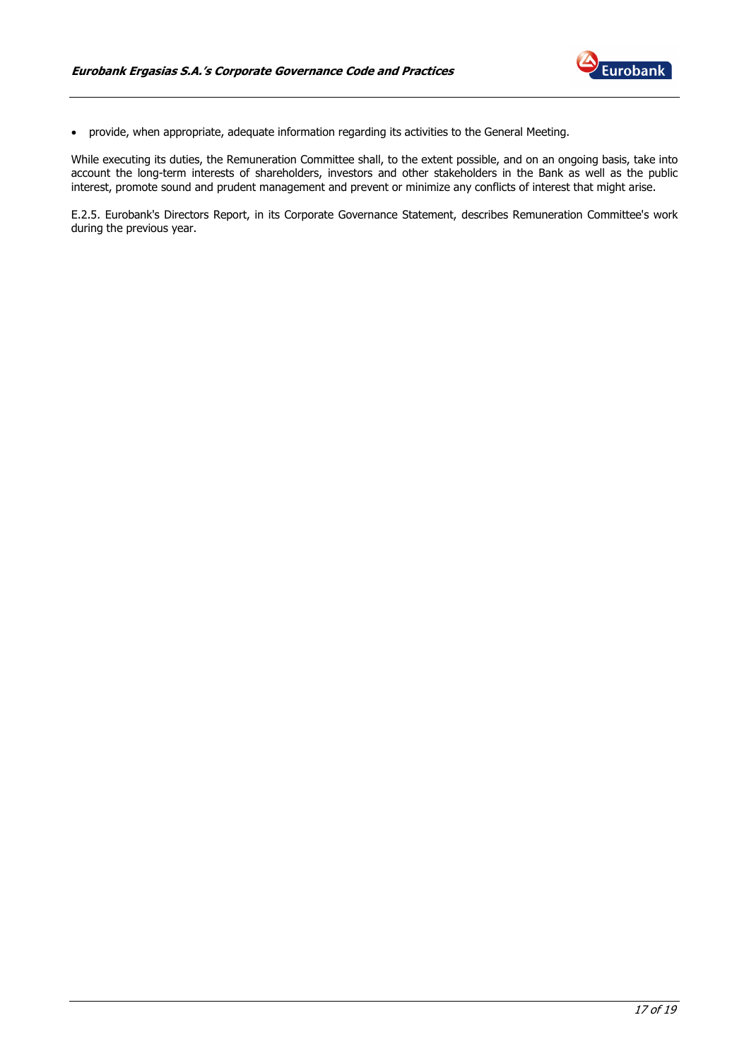- provide, when appropriate, adequate information regarding its activities to the General Meeting.

While executing its duties, the Remuneration Committee shall, to the extent possible, and on an ongoing basis, take into account the long-term interests of shareholders, investors and other stakeholders in the Bank as well as the public interest, promote sound and prudent management and prevent or minimize any conflicts of interest that might arise.

E.2.5. Eurobank's Directors Report, in its Corporate Governance Statement, describes Remuneration Committee's work during the previous year.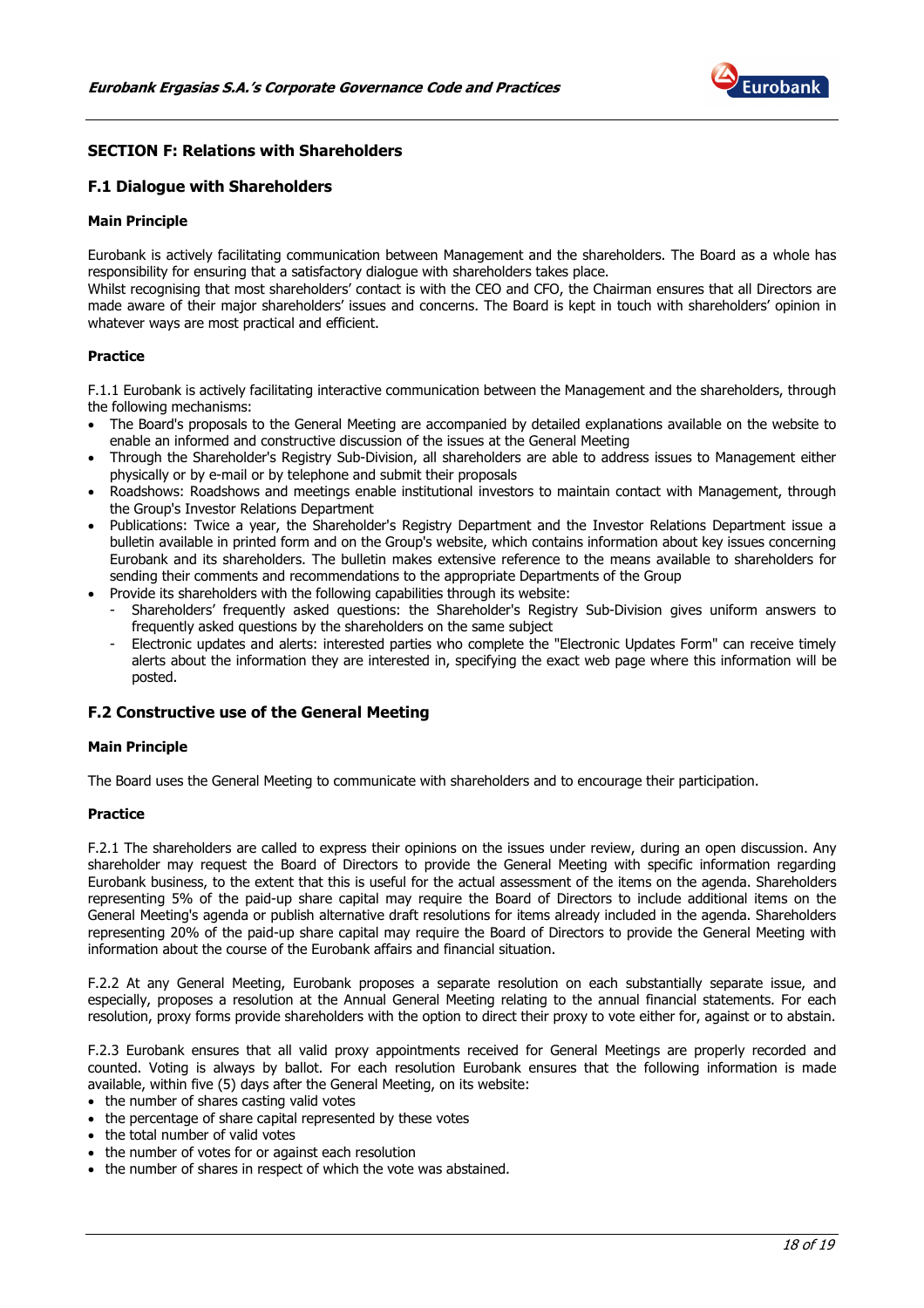## SECTION F: Relations with Shareholders

### F.1 Dialogue with Shareholders

**Main Principle**

Eurobank is actively facilitating communication between Management and the shareholders. The Board as a whole has responsibility for ensuring that a satisfactory dialogue with shareholders takes place.
Whilst recognising that most shareholders' contact is with the CEO and CFO, the Chairman ensures that all Directors are made aware of their major shareholders' issues and concerns. The Board is kept in touch with shareholders' opinion in whatever ways are most practical and efficient.

**Practice**

F.1.1 Eurobank is actively facilitating interactive communication between the Management and the shareholders, through the following mechanisms:

- The Board's proposals to the General Meeting are accompanied by detailed explanations available on the website to enable an informed and constructive discussion of the issues at the General Meeting
- Through the Shareholder's Registry Sub-Division, all shareholders are able to address issues to Management either physically or by e-mail or by telephone and submit their proposals
- Roadshows: Roadshows and meetings enable institutional investors to maintain contact with Management, through the Group's Investor Relations Department
- Publications: Twice a year, the Shareholder's Registry Department and the Investor Relations Department issue a bulletin available in printed form and on the Group's website, which contains information about key issues concerning Eurobank and its shareholders. The bulletin makes extensive reference to the means available to shareholders for sending their comments and recommendations to the appropriate Departments of the Group
- Provide its shareholders with the following capabilities through its website:
  - Shareholders' frequently asked questions: the Shareholder's Registry Sub-Division gives uniform answers to frequently asked questions by the shareholders on the same subject
  - Electronic updates and alerts: interested parties who complete the "Electronic Updates Form" can receive timely alerts about the information they are interested in, specifying the exact web page where this information will be posted.

### F.2 Constructive use of the General Meeting

**Main Principle**

The Board uses the General Meeting to communicate with shareholders and to encourage their participation.

**Practice**

F.2.1 The shareholders are called to express their opinions on the issues under review, during an open discussion. Any shareholder may request the Board of Directors to provide the General Meeting with specific information regarding Eurobank business, to the extent that this is useful for the actual assessment of the items on the agenda. Shareholders representing 5% of the paid-up share capital may require the Board of Directors to include additional items on the General Meeting's agenda or publish alternative draft resolutions for items already included in the agenda. Shareholders representing 20% of the paid-up share capital may require the Board of Directors to provide the General Meeting with information about the course of the Eurobank affairs and financial situation.

F.2.2 At any General Meeting, Eurobank proposes a separate resolution on each substantially separate issue, and especially, proposes a resolution at the Annual General Meeting relating to the annual financial statements. For each resolution, proxy forms provide shareholders with the option to direct their proxy to vote either for, against or to abstain.

F.2.3 Eurobank ensures that all valid proxy appointments received for General Meetings are properly recorded and counted. Voting is always by ballot. For each resolution Eurobank ensures that the following information is made available, within five (5) days after the General Meeting, on its website:

- the number of shares casting valid votes
- the percentage of share capital represented by these votes
- the total number of valid votes
- the number of votes for or against each resolution
- the number of shares in respect of which the vote was abstained.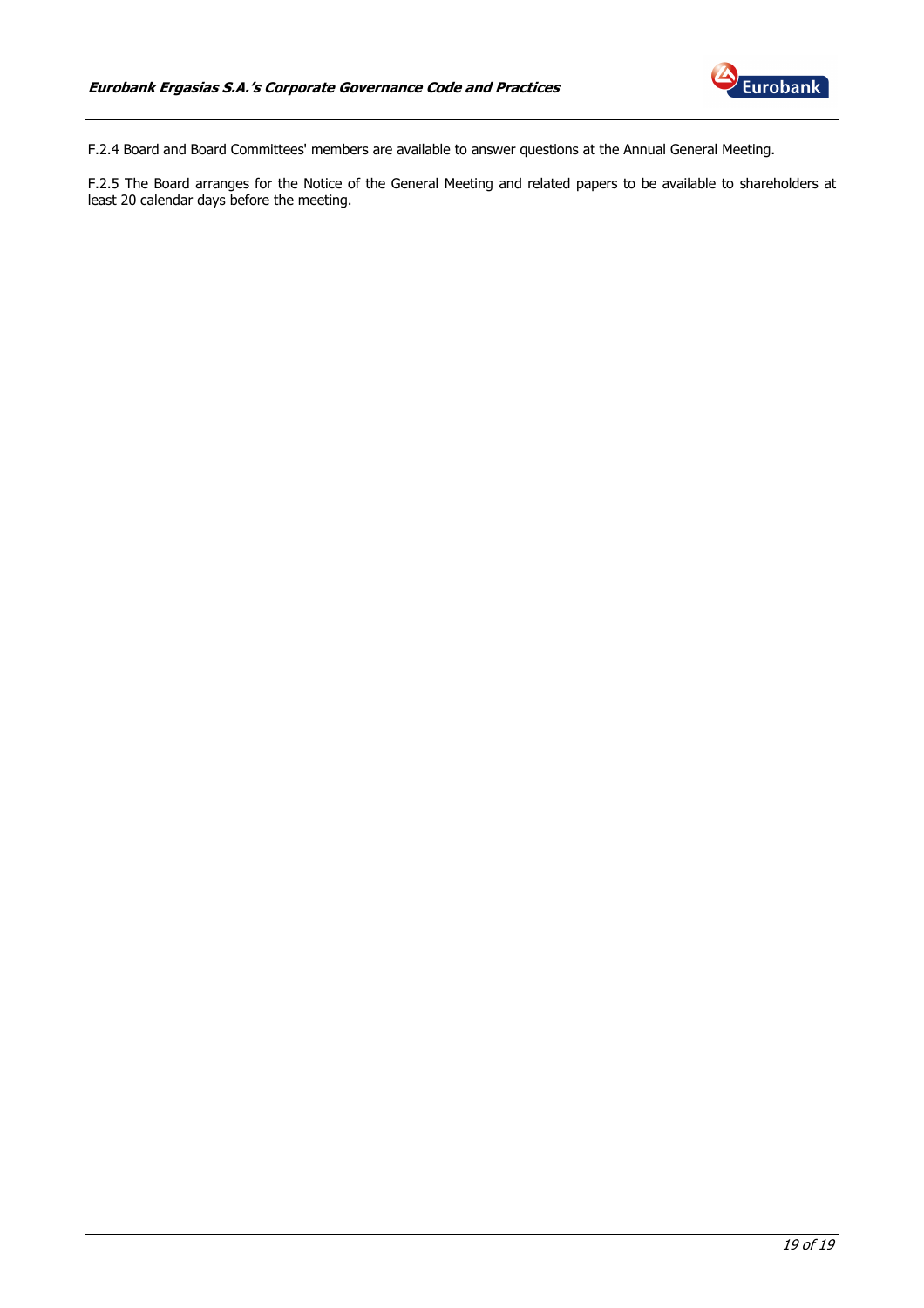F.2.4 Board and Board Committees' members are available to answer questions at the Annual General Meeting.

F.2.5 The Board arranges for the Notice of the General Meeting and related papers to be available to shareholders at least 20 calendar days before the meeting.